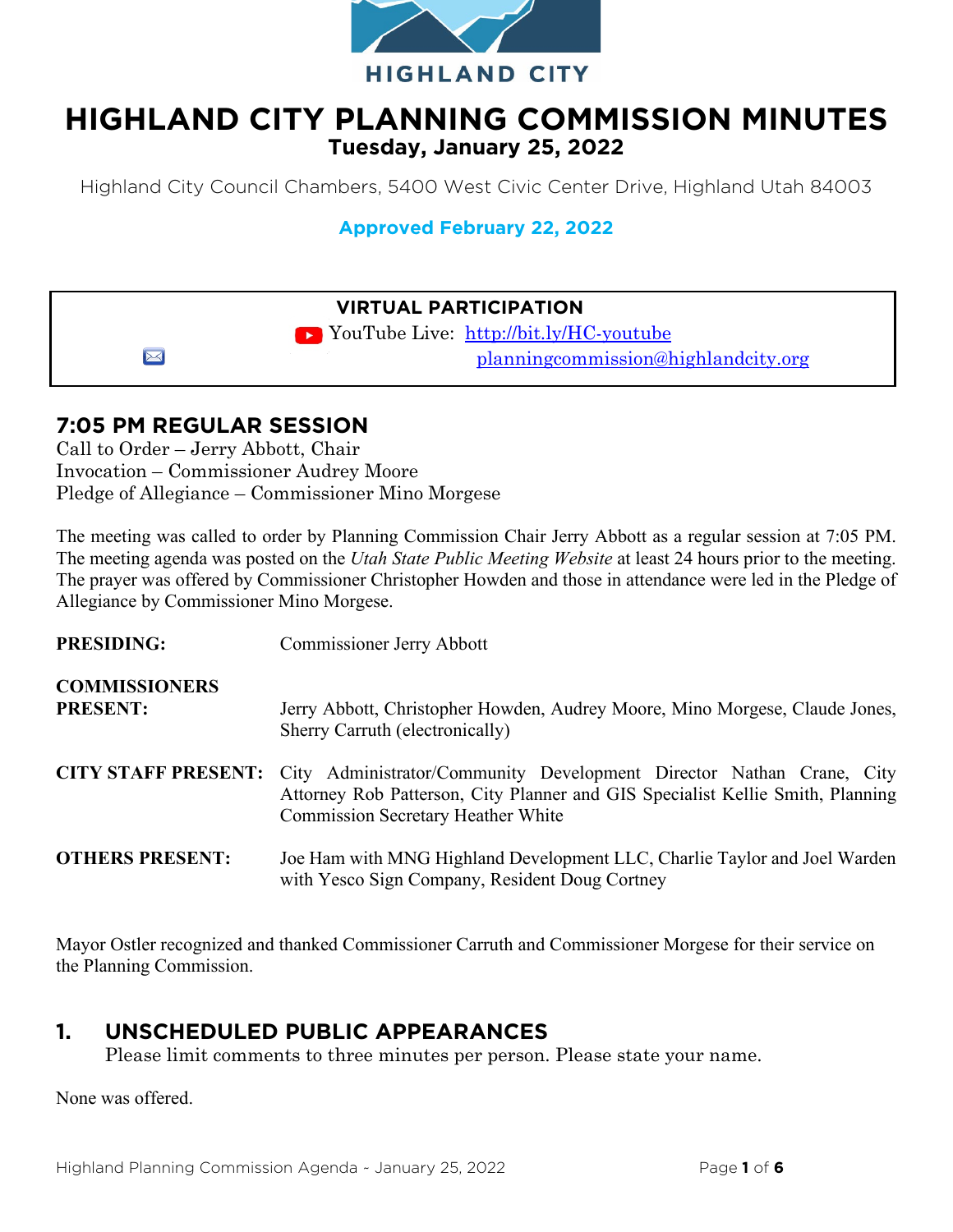HIGHLAND CITY

# HIGHLAND CITY PLANNING COMMISSION MINUTES

**Tuesday, January 25, 2022**

Highland City Council Chambers, 5400 West Civic Center Drive, Highland Utah 84003

**Approved February 22, 2022**

| **VIRTUAL PARTICIPATION** |
|---|
| YouTube Live: [http://bit.ly/HC-youtube](http://bit.ly/HC-youtube) |
| [planningcommission@highlandcity.org](mailto:planningcommission@highlandcity.org) |

## 7:05 PM REGULAR SESSION

Call to Order – Jerry Abbott, Chair
Invocation – Commissioner Audrey Moore
Pledge of Allegiance – Commissioner Mino Morgese

The meeting was called to order by Planning Commission Chair Jerry Abbott as a regular session at 7:05 PM. The meeting agenda was posted on the *Utah State Public Meeting Website* at least 24 hours prior to the meeting. The prayer was offered by Commissioner Christopher Howden and those in attendance were led in the Pledge of Allegiance by Commissioner Mino Morgese.

**PRESIDING:** Commissioner Jerry Abbott

**COMMISSIONERS PRESENT:** Jerry Abbott, Christopher Howden, Audrey Moore, Mino Morgese, Claude Jones, Sherry Carruth (electronically)

**CITY STAFF PRESENT:** City Administrator/Community Development Director Nathan Crane, City Attorney Rob Patterson, City Planner and GIS Specialist Kellie Smith, Planning Commission Secretary Heather White

**OTHERS PRESENT:** Joe Ham with MNG Highland Development LLC, Charlie Taylor and Joel Warden with Yesco Sign Company, Resident Doug Cortney

Mayor Ostler recognized and thanked Commissioner Carruth and Commissioner Morgese for their service on the Planning Commission.

## 1. UNSCHEDULED PUBLIC APPEARANCES

Please limit comments to three minutes per person. Please state your name.

None was offered.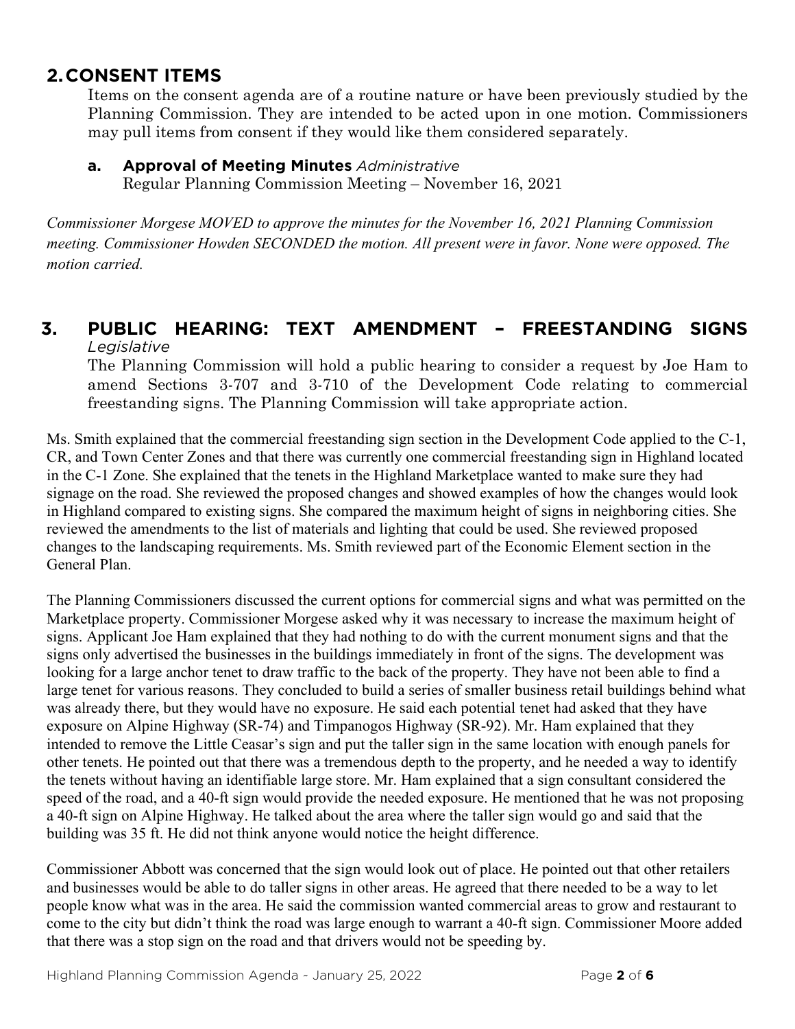## 2. CONSENT ITEMS

Items on the consent agenda are of a routine nature or have been previously studied by the Planning Commission. They are intended to be acted upon in one motion. Commissioners may pull items from consent if they would like them considered separately.

### a. Approval of Meeting Minutes *Administrative*

Regular Planning Commission Meeting – November 16, 2021

*Commissioner Morgese MOVED to approve the minutes for the November 16, 2021 Planning Commission meeting. Commissioner Howden SECONDED the motion. All present were in favor. None were opposed. The motion carried.*

## 3. PUBLIC HEARING: TEXT AMENDMENT – FREESTANDING SIGNS *Legislative*

The Planning Commission will hold a public hearing to consider a request by Joe Ham to amend Sections 3-707 and 3-710 of the Development Code relating to commercial freestanding signs. The Planning Commission will take appropriate action.

Ms. Smith explained that the commercial freestanding sign section in the Development Code applied to the C-1, CR, and Town Center Zones and that there was currently one commercial freestanding sign in Highland located in the C-1 Zone. She explained that the tenets in the Highland Marketplace wanted to make sure they had signage on the road. She reviewed the proposed changes and showed examples of how the changes would look in Highland compared to existing signs. She compared the maximum height of signs in neighboring cities. She reviewed the amendments to the list of materials and lighting that could be used. She reviewed proposed changes to the landscaping requirements. Ms. Smith reviewed part of the Economic Element section in the General Plan.

The Planning Commissioners discussed the current options for commercial signs and what was permitted on the Marketplace property. Commissioner Morgese asked why it was necessary to increase the maximum height of signs. Applicant Joe Ham explained that they had nothing to do with the current monument signs and that the signs only advertised the businesses in the buildings immediately in front of the signs. The development was looking for a large anchor tenet to draw traffic to the back of the property. They have not been able to find a large tenet for various reasons. They concluded to build a series of smaller business retail buildings behind what was already there, but they would have no exposure. He said each potential tenet had asked that they have exposure on Alpine Highway (SR-74) and Timpanogos Highway (SR-92). Mr. Ham explained that they intended to remove the Little Ceasar's sign and put the taller sign in the same location with enough panels for other tenets. He pointed out that there was a tremendous depth to the property, and he needed a way to identify the tenets without having an identifiable large store. Mr. Ham explained that a sign consultant considered the speed of the road, and a 40-ft sign would provide the needed exposure. He mentioned that he was not proposing a 40-ft sign on Alpine Highway. He talked about the area where the taller sign would go and said that the building was 35 ft. He did not think anyone would notice the height difference.

Commissioner Abbott was concerned that the sign would look out of place. He pointed out that other retailers and businesses would be able to do taller signs in other areas. He agreed that there needed to be a way to let people know what was in the area. He said the commission wanted commercial areas to grow and restaurant to come to the city but didn't think the road was large enough to warrant a 40-ft sign. Commissioner Moore added that there was a stop sign on the road and that drivers would not be speeding by.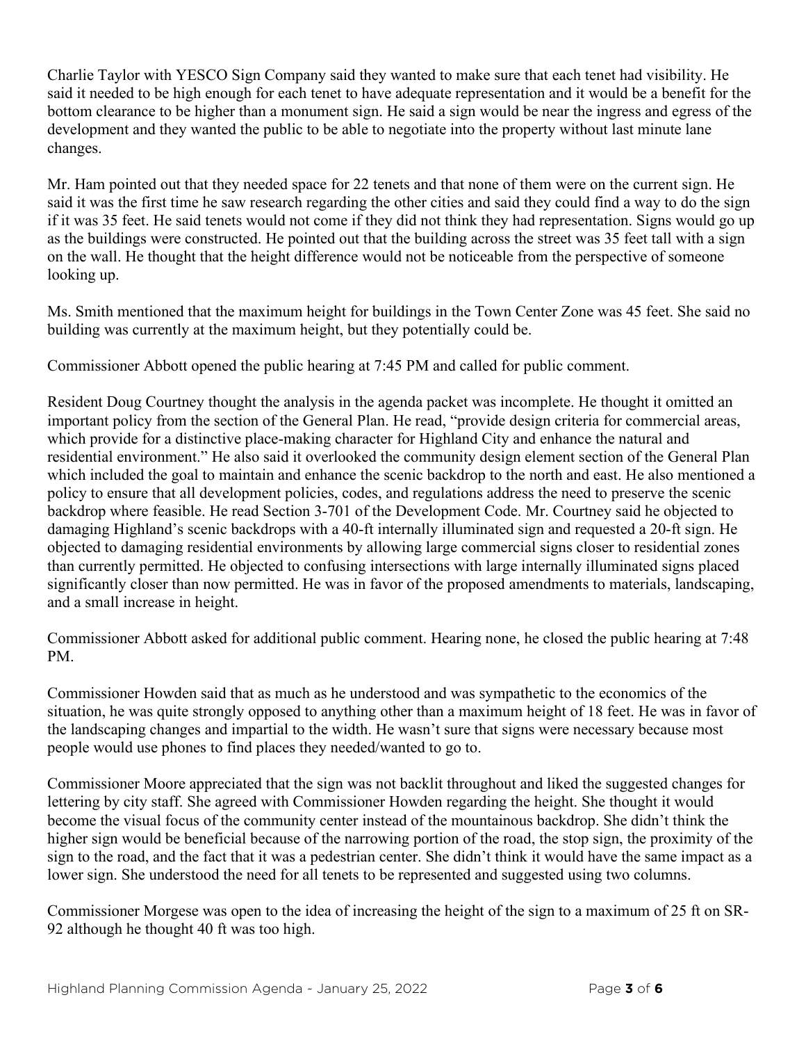Charlie Taylor with YESCO Sign Company said they wanted to make sure that each tenet had visibility. He said it needed to be high enough for each tenet to have adequate representation and it would be a benefit for the bottom clearance to be higher than a monument sign. He said a sign would be near the ingress and egress of the development and they wanted the public to be able to negotiate into the property without last minute lane changes.

Mr. Ham pointed out that they needed space for 22 tenets and that none of them were on the current sign. He said it was the first time he saw research regarding the other cities and said they could find a way to do the sign if it was 35 feet. He said tenets would not come if they did not think they had representation. Signs would go up as the buildings were constructed. He pointed out that the building across the street was 35 feet tall with a sign on the wall. He thought that the height difference would not be noticeable from the perspective of someone looking up.

Ms. Smith mentioned that the maximum height for buildings in the Town Center Zone was 45 feet. She said no building was currently at the maximum height, but they potentially could be.

Commissioner Abbott opened the public hearing at 7:45 PM and called for public comment.

Resident Doug Courtney thought the analysis in the agenda packet was incomplete. He thought it omitted an important policy from the section of the General Plan. He read, "provide design criteria for commercial areas, which provide for a distinctive place-making character for Highland City and enhance the natural and residential environment." He also said it overlooked the community design element section of the General Plan which included the goal to maintain and enhance the scenic backdrop to the north and east. He also mentioned a policy to ensure that all development policies, codes, and regulations address the need to preserve the scenic backdrop where feasible. He read Section 3-701 of the Development Code. Mr. Courtney said he objected to damaging Highland's scenic backdrops with a 40-ft internally illuminated sign and requested a 20-ft sign. He objected to damaging residential environments by allowing large commercial signs closer to residential zones than currently permitted. He objected to confusing intersections with large internally illuminated signs placed significantly closer than now permitted. He was in favor of the proposed amendments to materials, landscaping, and a small increase in height.

Commissioner Abbott asked for additional public comment. Hearing none, he closed the public hearing at 7:48 PM.

Commissioner Howden said that as much as he understood and was sympathetic to the economics of the situation, he was quite strongly opposed to anything other than a maximum height of 18 feet. He was in favor of the landscaping changes and impartial to the width. He wasn't sure that signs were necessary because most people would use phones to find places they needed/wanted to go to.

Commissioner Moore appreciated that the sign was not backlit throughout and liked the suggested changes for lettering by city staff. She agreed with Commissioner Howden regarding the height. She thought it would become the visual focus of the community center instead of the mountainous backdrop. She didn't think the higher sign would be beneficial because of the narrowing portion of the road, the stop sign, the proximity of the sign to the road, and the fact that it was a pedestrian center. She didn't think it would have the same impact as a lower sign. She understood the need for all tenets to be represented and suggested using two columns.

Commissioner Morgese was open to the idea of increasing the height of the sign to a maximum of 25 ft on SR-92 although he thought 40 ft was too high.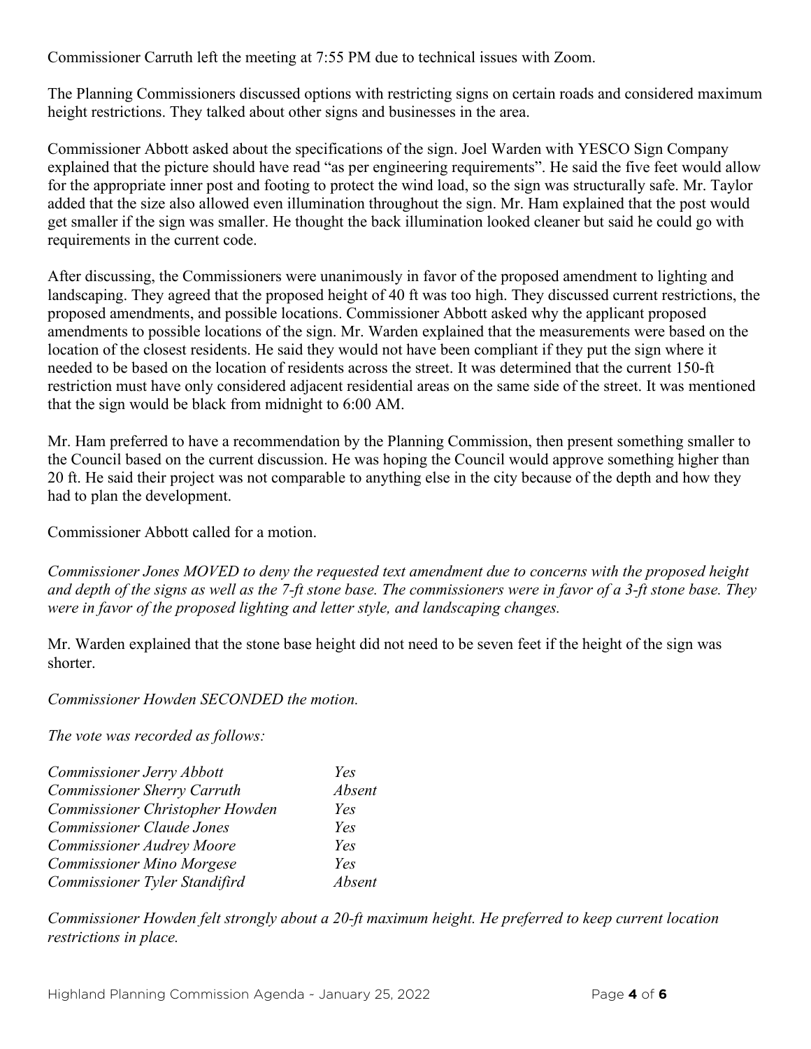Commissioner Carruth left the meeting at 7:55 PM due to technical issues with Zoom.

The Planning Commissioners discussed options with restricting signs on certain roads and considered maximum height restrictions. They talked about other signs and businesses in the area.

Commissioner Abbott asked about the specifications of the sign. Joel Warden with YESCO Sign Company explained that the picture should have read "as per engineering requirements". He said the five feet would allow for the appropriate inner post and footing to protect the wind load, so the sign was structurally safe. Mr. Taylor added that the size also allowed even illumination throughout the sign. Mr. Ham explained that the post would get smaller if the sign was smaller. He thought the back illumination looked cleaner but said he could go with requirements in the current code.

After discussing, the Commissioners were unanimously in favor of the proposed amendment to lighting and landscaping. They agreed that the proposed height of 40 ft was too high. They discussed current restrictions, the proposed amendments, and possible locations. Commissioner Abbott asked why the applicant proposed amendments to possible locations of the sign. Mr. Warden explained that the measurements were based on the location of the closest residents. He said they would not have been compliant if they put the sign where it needed to be based on the location of residents across the street. It was determined that the current 150-ft restriction must have only considered adjacent residential areas on the same side of the street. It was mentioned that the sign would be black from midnight to 6:00 AM.

Mr. Ham preferred to have a recommendation by the Planning Commission, then present something smaller to the Council based on the current discussion. He was hoping the Council would approve something higher than 20 ft. He said their project was not comparable to anything else in the city because of the depth and how they had to plan the development.

Commissioner Abbott called for a motion.

*Commissioner Jones MOVED to deny the requested text amendment due to concerns with the proposed height and depth of the signs as well as the 7-ft stone base. The commissioners were in favor of a 3-ft stone base. They were in favor of the proposed lighting and letter style, and landscaping changes.*

Mr. Warden explained that the stone base height did not need to be seven feet if the height of the sign was shorter.

*Commissioner Howden SECONDED the motion.*

*The vote was recorded as follows:*

| | |
|---|---|
| *Commissioner Jerry Abbott* | *Yes* |
| *Commissioner Sherry Carruth* | *Absent* |
| *Commissioner Christopher Howden* | *Yes* |
| *Commissioner Claude Jones* | *Yes* |
| *Commissioner Audrey Moore* | *Yes* |
| *Commissioner Mino Morgese* | *Yes* |
| *Commissioner Tyler Standifird* | *Absent* |

*Commissioner Howden felt strongly about a 20-ft maximum height. He preferred to keep current location restrictions in place.*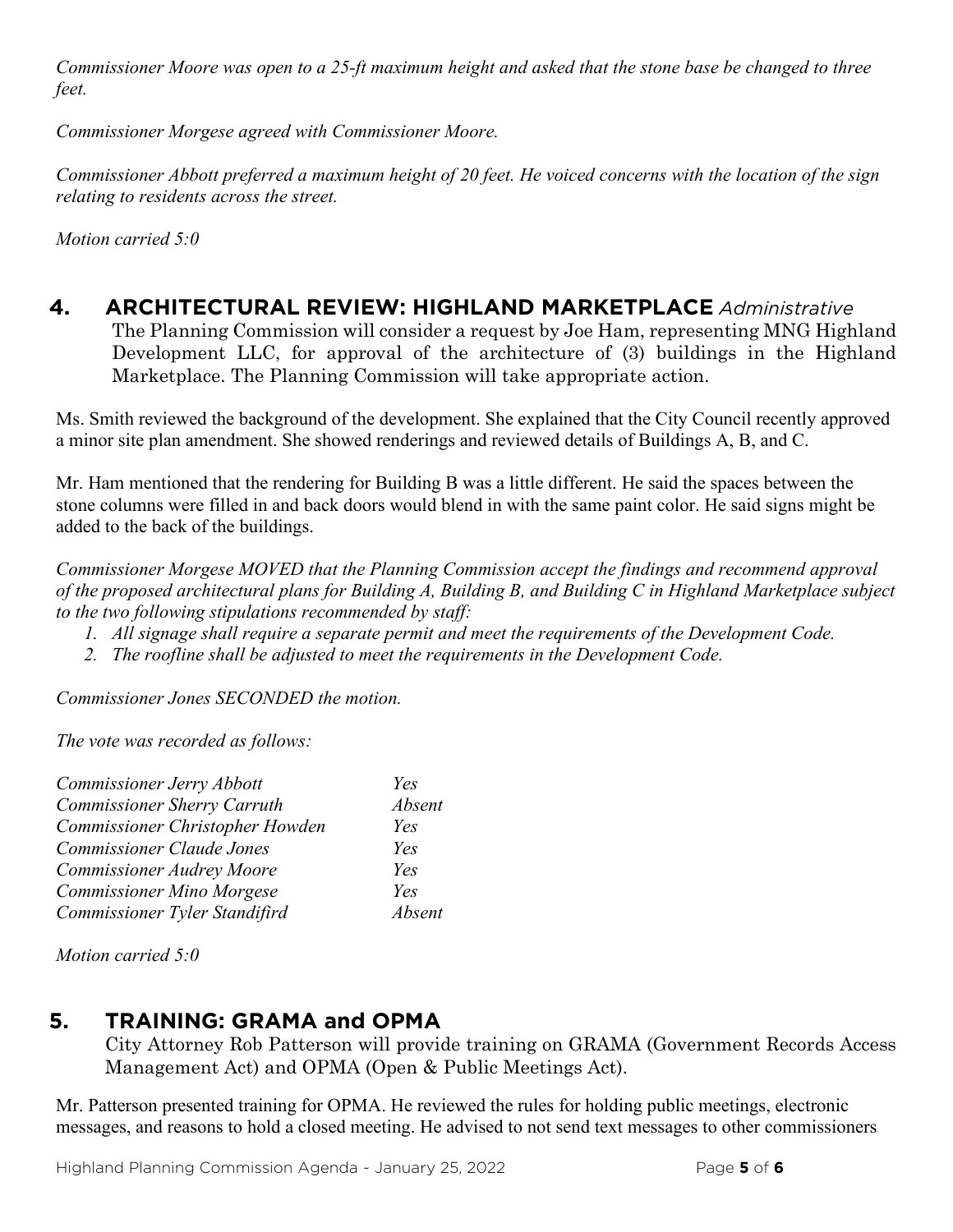*Commissioner Moore was open to a 25-ft maximum height and asked that the stone base be changed to three feet.*

*Commissioner Morgese agreed with Commissioner Moore.*

*Commissioner Abbott preferred a maximum height of 20 feet. He voiced concerns with the location of the sign relating to residents across the street.*

*Motion carried 5:0*

## 4. ARCHITECTURAL REVIEW: HIGHLAND MARKETPLACE *Administrative*

The Planning Commission will consider a request by Joe Ham, representing MNG Highland Development LLC, for approval of the architecture of (3) buildings in the Highland Marketplace. The Planning Commission will take appropriate action.

Ms. Smith reviewed the background of the development. She explained that the City Council recently approved a minor site plan amendment. She showed renderings and reviewed details of Buildings A, B, and C.

Mr. Ham mentioned that the rendering for Building B was a little different. He said the spaces between the stone columns were filled in and back doors would blend in with the same paint color. He said signs might be added to the back of the buildings.

*Commissioner Morgese MOVED that the Planning Commission accept the findings and recommend approval of the proposed architectural plans for Building A, Building B, and Building C in Highland Marketplace subject to the two following stipulations recommended by staff:*

1. *All signage shall require a separate permit and meet the requirements of the Development Code.*
2. *The roofline shall be adjusted to meet the requirements in the Development Code.*

*Commissioner Jones SECONDED the motion.*

*The vote was recorded as follows:*

| | |
|---|---|
| *Commissioner Jerry Abbott* | *Yes* |
| *Commissioner Sherry Carruth* | *Absent* |
| *Commissioner Christopher Howden* | *Yes* |
| *Commissioner Claude Jones* | *Yes* |
| *Commissioner Audrey Moore* | *Yes* |
| *Commissioner Mino Morgese* | *Yes* |
| *Commissioner Tyler Standifird* | *Absent* |

*Motion carried 5:0*

## 5. TRAINING: GRAMA and OPMA

City Attorney Rob Patterson will provide training on GRAMA (Government Records Access Management Act) and OPMA (Open & Public Meetings Act).

Mr. Patterson presented training for OPMA. He reviewed the rules for holding public meetings, electronic messages, and reasons to hold a closed meeting. He advised to not send text messages to other commissioners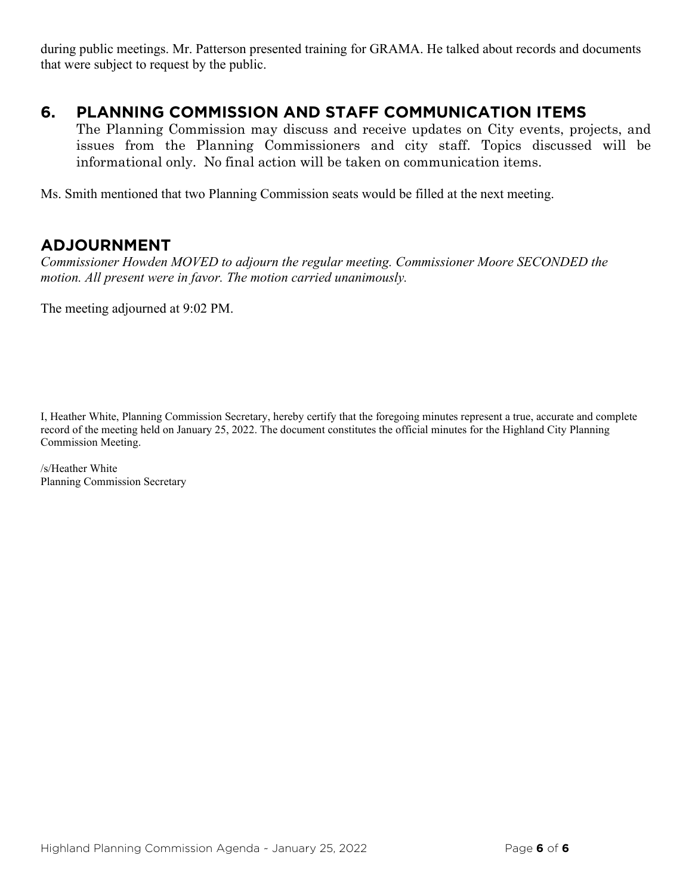during public meetings. Mr. Patterson presented training for GRAMA. He talked about records and documents that were subject to request by the public.

## 6. PLANNING COMMISSION AND STAFF COMMUNICATION ITEMS

The Planning Commission may discuss and receive updates on City events, projects, and issues from the Planning Commissioners and city staff. Topics discussed will be informational only. No final action will be taken on communication items.

Ms. Smith mentioned that two Planning Commission seats would be filled at the next meeting.

## ADJOURNMENT

*Commissioner Howden MOVED to adjourn the regular meeting. Commissioner Moore SECONDED the motion. All present were in favor. The motion carried unanimously.*

The meeting adjourned at 9:02 PM.

I, Heather White, Planning Commission Secretary, hereby certify that the foregoing minutes represent a true, accurate and complete record of the meeting held on January 25, 2022. The document constitutes the official minutes for the Highland City Planning Commission Meeting.

/s/Heather White
Planning Commission Secretary